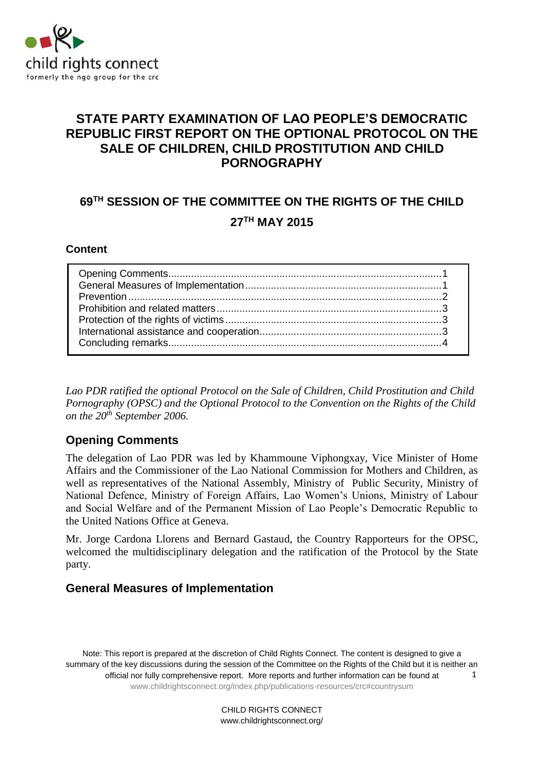child rights connect
formerly the ngo group for the crc

# STATE PARTY EXAMINATION OF LAO PEOPLE'S DEMOCRATIC REPUBLIC FIRST REPORT ON THE OPTIONAL PROTOCOL ON THE SALE OF CHILDREN, CHILD PROSTITUTION AND CHILD PORNOGRAPHY

## 69TH SESSION OF THE COMMITTEE ON THE RIGHTS OF THE CHILD

## 27TH MAY 2015

### Content

- Opening Comments....1
- General Measures of Implementation....1
- Prevention....2
- Prohibition and related matters....3
- Protection of the rights of victims....3
- International assistance and cooperation....3
- Concluding remarks....4

*Lao PDR ratified the optional Protocol on the Sale of Children, Child Prostitution and Child Pornography (OPSC) and the Optional Protocol to the Convention on the Rights of the Child on the 20th September 2006.*

## Opening Comments

The delegation of Lao PDR was led by Khammoune Viphongxay, Vice Minister of Home Affairs and the Commissioner of the Lao National Commission for Mothers and Children, as well as representatives of the National Assembly, Ministry of Public Security, Ministry of National Defence, Ministry of Foreign Affairs, Lao Women's Unions, Ministry of Labour and Social Welfare and of the Permanent Mission of Lao People's Democratic Republic to the United Nations Office at Geneva.

Mr. Jorge Cardona Llorens and Bernard Gastaud, the Country Rapporteurs for the OPSC, welcomed the multidisciplinary delegation and the ratification of the Protocol by the State party.

## General Measures of Implementation

Note: This report is prepared at the discretion of Child Rights Connect. The content is designed to give a summary of the key discussions during the session of the Committee on the Rights of the Child but it is neither an official nor fully comprehensive report. More reports and further information can be found at www.childrightsconnect.org/index.php/publications-resources/crc#countrysum

CHILD RIGHTS CONNECT
www.childrightsconnect.org/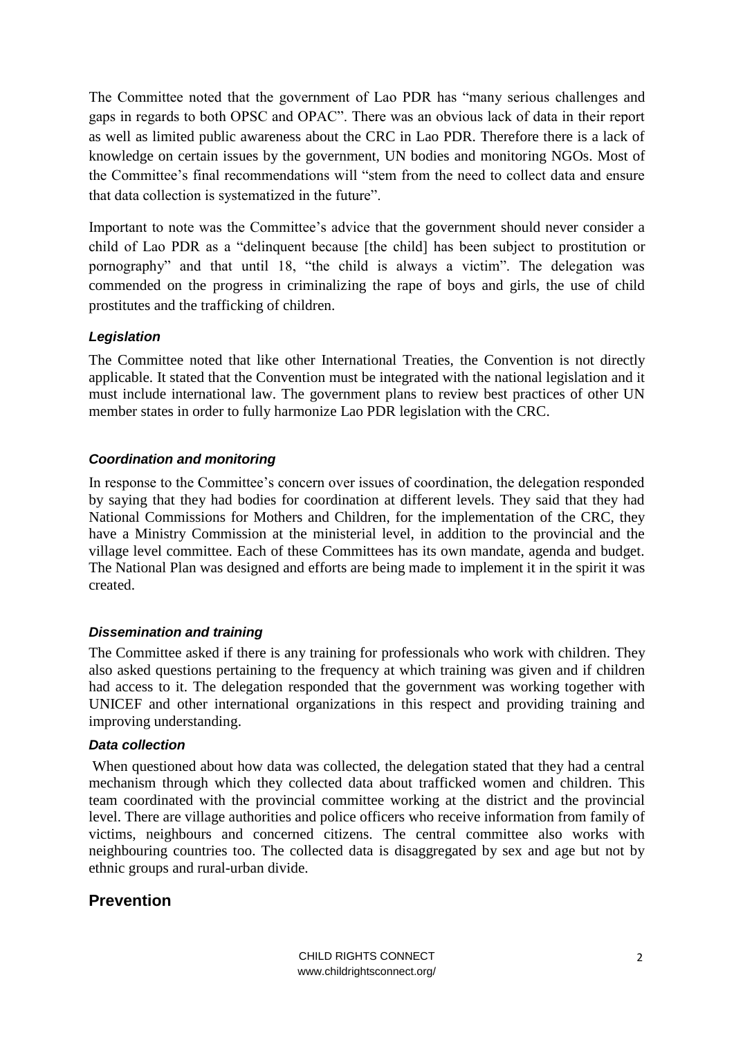The Committee noted that the government of Lao PDR has "many serious challenges and gaps in regards to both OPSC and OPAC". There was an obvious lack of data in their report as well as limited public awareness about the CRC in Lao PDR. Therefore there is a lack of knowledge on certain issues by the government, UN bodies and monitoring NGOs. Most of the Committee's final recommendations will "stem from the need to collect data and ensure that data collection is systematized in the future".

Important to note was the Committee's advice that the government should never consider a child of Lao PDR as a "delinquent because [the child] has been subject to prostitution or pornography" and that until 18, "the child is always a victim". The delegation was commended on the progress in criminalizing the rape of boys and girls, the use of child prostitutes and the trafficking of children.

### *Legislation*

The Committee noted that like other International Treaties, the Convention is not directly applicable. It stated that the Convention must be integrated with the national legislation and it must include international law. The government plans to review best practices of other UN member states in order to fully harmonize Lao PDR legislation with the CRC.

### *Coordination and monitoring*

In response to the Committee's concern over issues of coordination, the delegation responded by saying that they had bodies for coordination at different levels. They said that they had National Commissions for Mothers and Children, for the implementation of the CRC, they have a Ministry Commission at the ministerial level, in addition to the provincial and the village level committee. Each of these Committees has its own mandate, agenda and budget. The National Plan was designed and efforts are being made to implement it in the spirit it was created.

### *Dissemination and training*

The Committee asked if there is any training for professionals who work with children. They also asked questions pertaining to the frequency at which training was given and if children had access to it. The delegation responded that the government was working together with UNICEF and other international organizations in this respect and providing training and improving understanding.

### *Data collection*

When questioned about how data was collected, the delegation stated that they had a central mechanism through which they collected data about trafficked women and children. This team coordinated with the provincial committee working at the district and the provincial level. There are village authorities and police officers who receive information from family of victims, neighbours and concerned citizens. The central committee also works with neighbouring countries too. The collected data is disaggregated by sex and age but not by ethnic groups and rural-urban divide.

## Prevention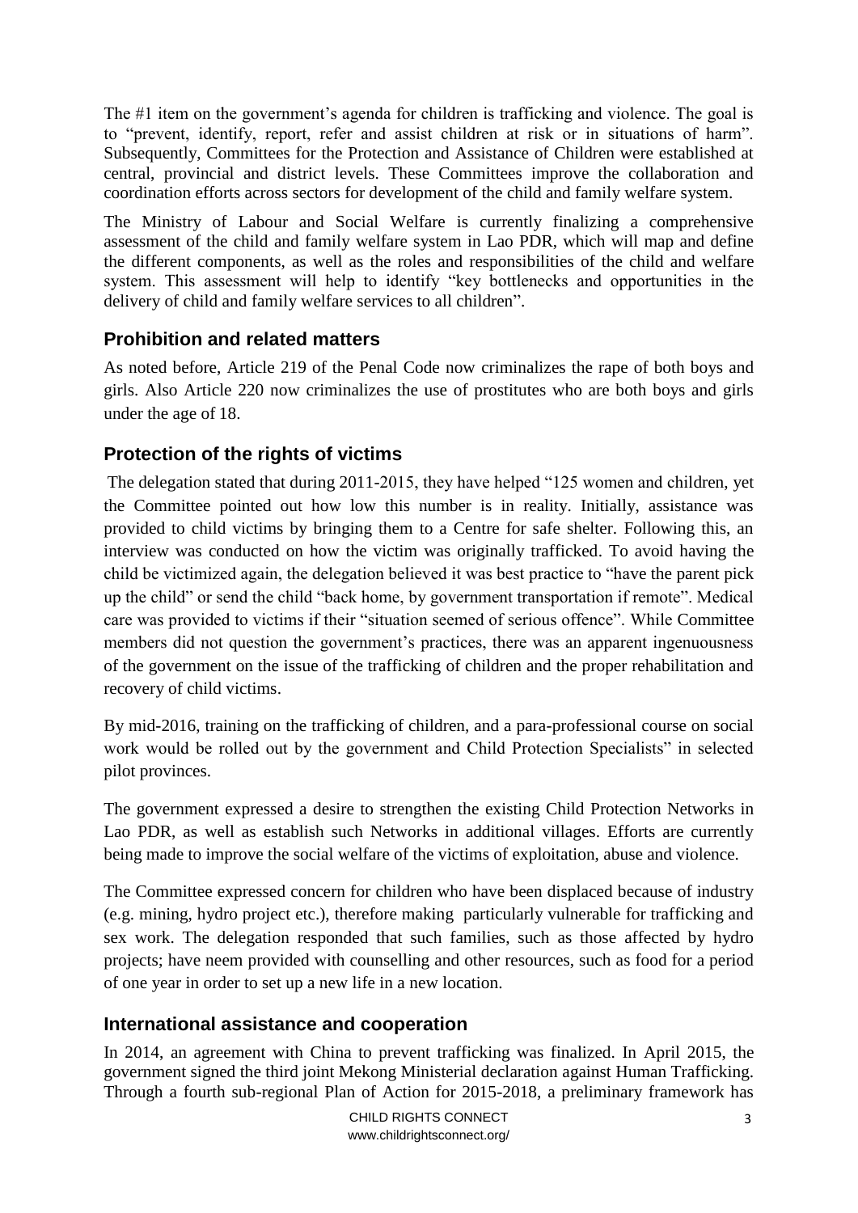The #1 item on the government's agenda for children is trafficking and violence. The goal is to "prevent, identify, report, refer and assist children at risk or in situations of harm". Subsequently, Committees for the Protection and Assistance of Children were established at central, provincial and district levels. These Committees improve the collaboration and coordination efforts across sectors for development of the child and family welfare system.

The Ministry of Labour and Social Welfare is currently finalizing a comprehensive assessment of the child and family welfare system in Lao PDR, which will map and define the different components, as well as the roles and responsibilities of the child and welfare system. This assessment will help to identify "key bottlenecks and opportunities in the delivery of child and family welfare services to all children".

## Prohibition and related matters

As noted before, Article 219 of the Penal Code now criminalizes the rape of both boys and girls. Also Article 220 now criminalizes the use of prostitutes who are both boys and girls under the age of 18.

## Protection of the rights of victims

The delegation stated that during 2011-2015, they have helped "125 women and children, yet the Committee pointed out how low this number is in reality. Initially, assistance was provided to child victims by bringing them to a Centre for safe shelter. Following this, an interview was conducted on how the victim was originally trafficked. To avoid having the child be victimized again, the delegation believed it was best practice to "have the parent pick up the child" or send the child "back home, by government transportation if remote". Medical care was provided to victims if their "situation seemed of serious offence". While Committee members did not question the government's practices, there was an apparent ingenuousness of the government on the issue of the trafficking of children and the proper rehabilitation and recovery of child victims.

By mid-2016, training on the trafficking of children, and a para-professional course on social work would be rolled out by the government and Child Protection Specialists" in selected pilot provinces.

The government expressed a desire to strengthen the existing Child Protection Networks in Lao PDR, as well as establish such Networks in additional villages. Efforts are currently being made to improve the social welfare of the victims of exploitation, abuse and violence.

The Committee expressed concern for children who have been displaced because of industry (e.g. mining, hydro project etc.), therefore making particularly vulnerable for trafficking and sex work. The delegation responded that such families, such as those affected by hydro projects; have neem provided with counselling and other resources, such as food for a period of one year in order to set up a new life in a new location.

## International assistance and cooperation

In 2014, an agreement with China to prevent trafficking was finalized. In April 2015, the government signed the third joint Mekong Ministerial declaration against Human Trafficking. Through a fourth sub-regional Plan of Action for 2015-2018, a preliminary framework has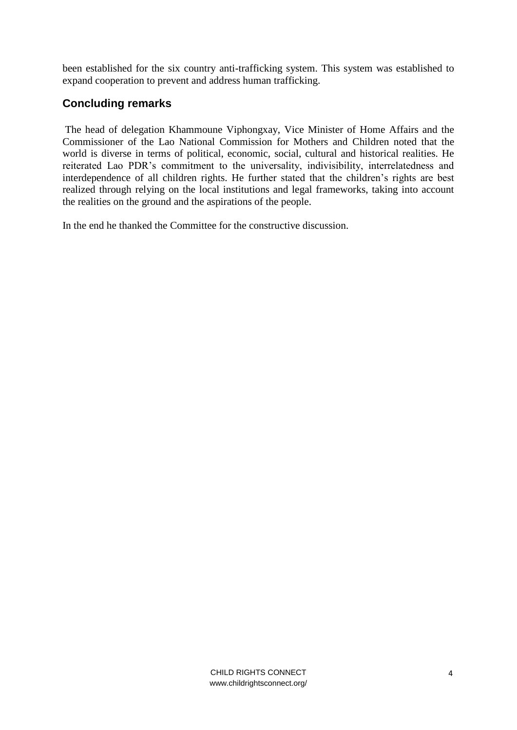been established for the six country anti-trafficking system. This system was established to expand cooperation to prevent and address human trafficking.

## Concluding remarks

The head of delegation Khammoune Viphongxay, Vice Minister of Home Affairs and the Commissioner of the Lao National Commission for Mothers and Children noted that the world is diverse in terms of political, economic, social, cultural and historical realities. He reiterated Lao PDR's commitment to the universality, indivisibility, interrelatedness and interdependence of all children rights. He further stated that the children's rights are best realized through relying on the local institutions and legal frameworks, taking into account the realities on the ground and the aspirations of the people.

In the end he thanked the Committee for the constructive discussion.